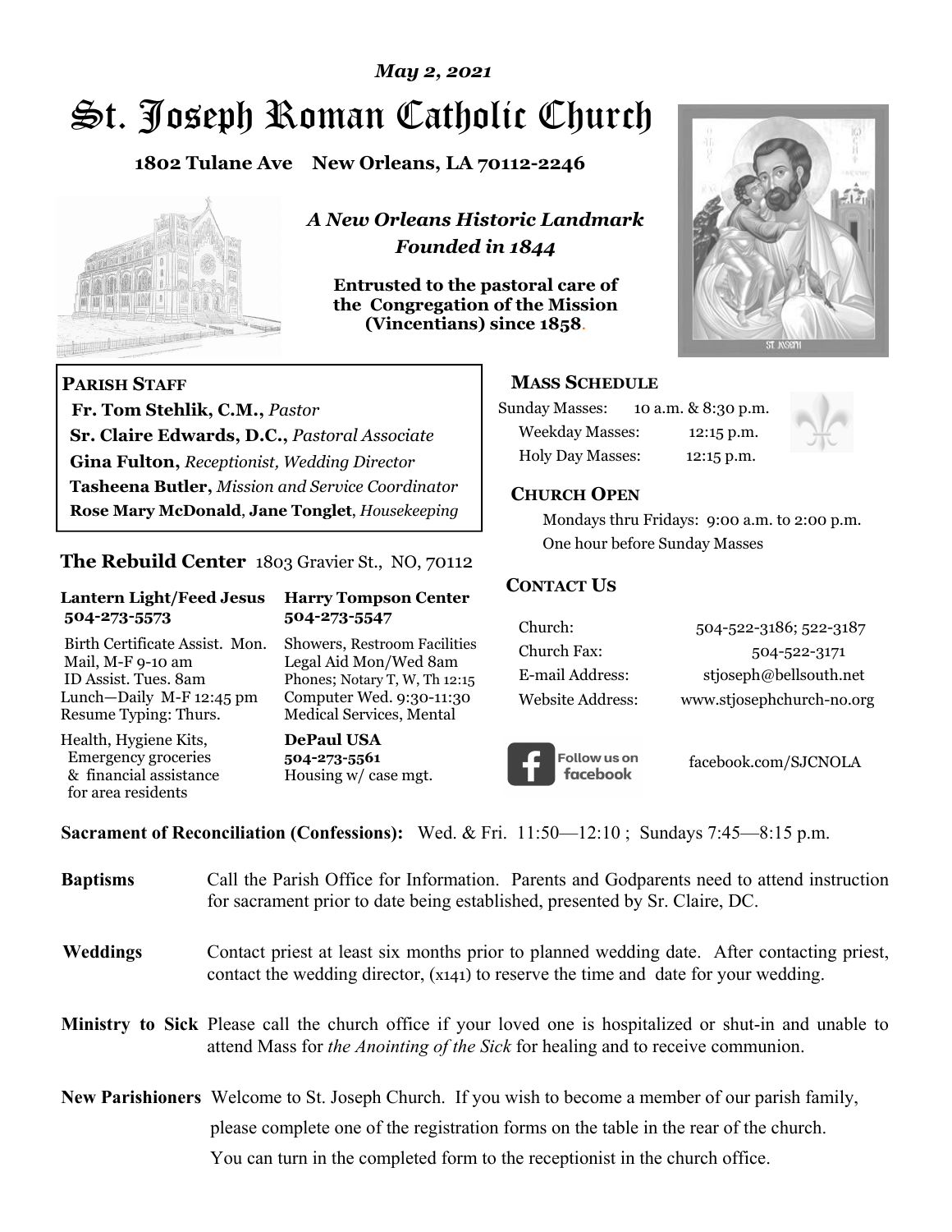*May 2, 2021*

# St. Joseph Roman Catholic Church

**1802 Tulane Ave New Orleans, LA 70112-2246**

*A New Orleans Historic Landmark*
*Founded in 1844*

**Entrusted to the pastoral care of the Congregation of the Mission (Vincentians) since 1858.**

## PARISH STAFF

**Fr. Tom Stehlik, C.M.,** *Pastor*
**Sr. Claire Edwards, D.C.,** *Pastoral Associate*
**Gina Fulton,** *Receptionist, Wedding Director*
**Tasheena Butler,** *Mission and Service Coordinator*
**Rose Mary McDonald**, **Jane Tonglet**, *Housekeeping*

## The Rebuild Center 1803 Gravier St., NO, 70112

**Lantern Light/Feed Jesus**
**504-273-5573**

Birth Certificate Assist. Mon.
Mail, M-F 9-10 am
ID Assist. Tues. 8am
Lunch—Daily M-F 12:45 pm
Resume Typing: Thurs.

Health, Hygiene Kits, Emergency groceries & financial assistance for area residents

**Harry Tompson Center**
**504-273-5547**

Showers, Restroom Facilities
Legal Aid Mon/Wed 8am
Phones; Notary T, W, Th 12:15
Computer Wed. 9:30-11:30
Medical Services, Mental

**DePaul USA**
**504-273-5561**
Housing w/ case mgt.

## MASS SCHEDULE

Sunday Masses: 10 a.m. & 8:30 p.m.
Weekday Masses: 12:15 p.m.
Holy Day Masses: 12:15 p.m.

## CHURCH OPEN

Mondays thru Fridays: 9:00 a.m. to 2:00 p.m.
One hour before Sunday Masses

## CONTACT US

| | |
|---|---|
| Church: | 504-522-3186; 522-3187 |
| Church Fax: | 504-522-3171 |
| E-mail Address: | stjoseph@bellsouth.net |
| Website Address: | www.stjosephchurch-no.org |

Follow us on facebook — facebook.com/SJCNOLA

**Sacrament of Reconciliation (Confessions):** Wed. & Fri. 11:50—12:10 ; Sundays 7:45—8:15 p.m.

**Baptisms** Call the Parish Office for Information. Parents and Godparents need to attend instruction for sacrament prior to date being established, presented by Sr. Claire, DC.

**Weddings** Contact priest at least six months prior to planned wedding date. After contacting priest, contact the wedding director, (x141) to reserve the time and date for your wedding.

**Ministry to Sick** Please call the church office if your loved one is hospitalized or shut-in and unable to attend Mass for *the Anointing of the Sick* for healing and to receive communion.

**New Parishioners** Welcome to St. Joseph Church. If you wish to become a member of our parish family, please complete one of the registration forms on the table in the rear of the church. You can turn in the completed form to the receptionist in the church office.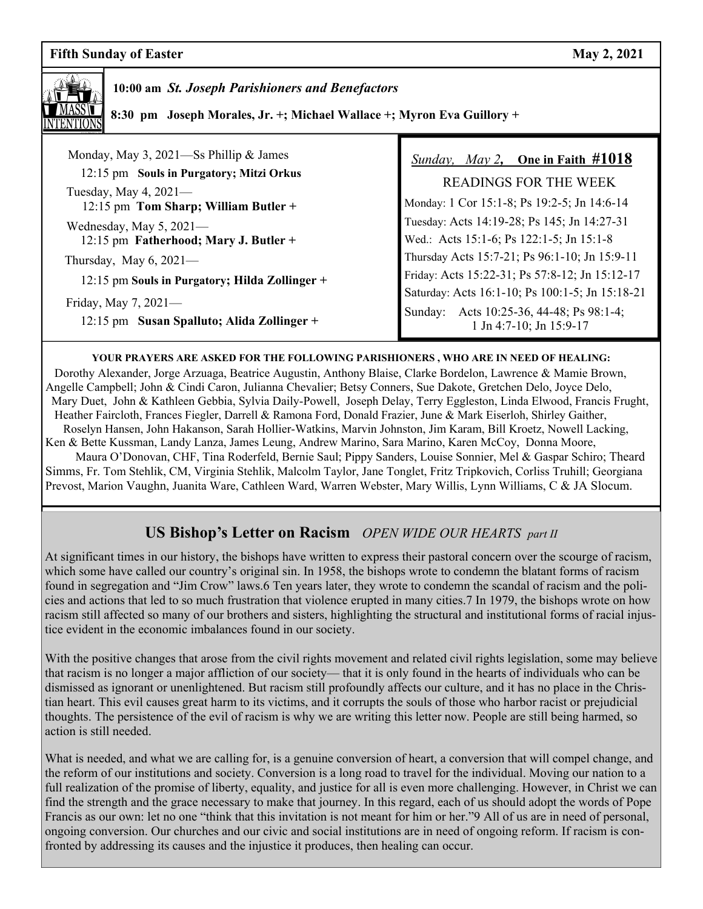**Fifth Sunday of Easter** **May 2, 2021**

**10:00 am** ***St. Joseph Parishioners and Benefactors***

**8:30 pm Joseph Morales, Jr. +; Michael Wallace +; Myron Eva Guillory +**

Monday, May 3, 2021—Ss Phillip & James
12:15 pm **Souls in Purgatory; Mitzi Orkus**

Tuesday, May 4, 2021—
12:15 pm **Tom Sharp; William Butler +**

Wednesday, May 5, 2021—
12:15 pm **Fatherhood; Mary J. Butler +**

Thursday, May 6, 2021—
12:15 pm **Souls in Purgatory; Hilda Zollinger +**

Friday, May 7, 2021—
12:15 pm **Susan Spalluto; Alida Zollinger +**

*Sunday, May 2*, **One in Faith #1018**

READINGS FOR THE WEEK

Monday: 1 Cor 15:1-8; Ps 19:2-5; Jn 14:6-14
Tuesday: Acts 14:19-28; Ps 145; Jn 14:27-31
Wed.: Acts 15:1-6; Ps 122:1-5; Jn 15:1-8
Thursday Acts 15:7-21; Ps 96:1-10; Jn 15:9-11
Friday: Acts 15:22-31; Ps 57:8-12; Jn 15:12-17
Saturday: Acts 16:1-10; Ps 100:1-5; Jn 15:18-21
Sunday: Acts 10:25-36, 44-48; Ps 98:1-4; 1 Jn 4:7-10; Jn 15:9-17

**YOUR PRAYERS ARE ASKED FOR THE FOLLOWING PARISHIONERS , WHO ARE IN NEED OF HEALING:**

Dorothy Alexander, Jorge Arzuaga, Beatrice Augustin, Anthony Blaise, Clarke Bordelon, Lawrence & Mamie Brown, Angelle Campbell; John & Cindi Caron, Julianna Chevalier; Betsy Conners, Sue Dakote, Gretchen Delo, Joyce Delo, Mary Duet, John & Kathleen Gebbia, Sylvia Daily-Powell, Joseph Delay, Terry Eggleston, Linda Elwood, Francis Frught, Heather Faircloth, Frances Fiegler, Darrell & Ramona Ford, Donald Frazier, June & Mark Eiserloh, Shirley Gaither, Roselyn Hansen, John Hakanson, Sarah Hollier-Watkins, Marvin Johnston, Jim Karam, Bill Kroetz, Nowell Lacking, Ken & Bette Kussman, Landy Lanza, James Leung, Andrew Marino, Sara Marino, Karen McCoy, Donna Moore, Maura O'Donovan, CHF, Tina Roderfeld, Bernie Saul; Pippy Sanders, Louise Sonnier, Mel & Gaspar Schiro; Theard Simms, Fr. Tom Stehlik, CM, Virginia Stehlik, Malcolm Taylor, Jane Tonglet, Fritz Tripkovich, Corliss Truhill; Georgiana Prevost, Marion Vaughn, Juanita Ware, Cathleen Ward, Warren Webster, Mary Willis, Lynn Williams, C & JA Slocum.

## US Bishop's Letter on Racism *OPEN WIDE OUR HEARTS part II*

At significant times in our history, the bishops have written to express their pastoral concern over the scourge of racism, which some have called our country's original sin. In 1958, the bishops wrote to condemn the blatant forms of racism found in segregation and "Jim Crow" laws.6 Ten years later, they wrote to condemn the scandal of racism and the policies and actions that led to so much frustration that violence erupted in many cities.7 In 1979, the bishops wrote on how racism still affected so many of our brothers and sisters, highlighting the structural and institutional forms of racial injustice evident in the economic imbalances found in our society.

With the positive changes that arose from the civil rights movement and related civil rights legislation, some may believe that racism is no longer a major affliction of our society— that it is only found in the hearts of individuals who can be dismissed as ignorant or unenlightened. But racism still profoundly affects our culture, and it has no place in the Christian heart. This evil causes great harm to its victims, and it corrupts the souls of those who harbor racist or prejudicial thoughts. The persistence of the evil of racism is why we are writing this letter now. People are still being harmed, so action is still needed.

What is needed, and what we are calling for, is a genuine conversion of heart, a conversion that will compel change, and the reform of our institutions and society. Conversion is a long road to travel for the individual. Moving our nation to a full realization of the promise of liberty, equality, and justice for all is even more challenging. However, in Christ we can find the strength and the grace necessary to make that journey. In this regard, each of us should adopt the words of Pope Francis as our own: let no one "think that this invitation is not meant for him or her."9 All of us are in need of personal, ongoing conversion. Our churches and our civic and social institutions are in need of ongoing reform. If racism is confronted by addressing its causes and the injustice it produces, then healing can occur.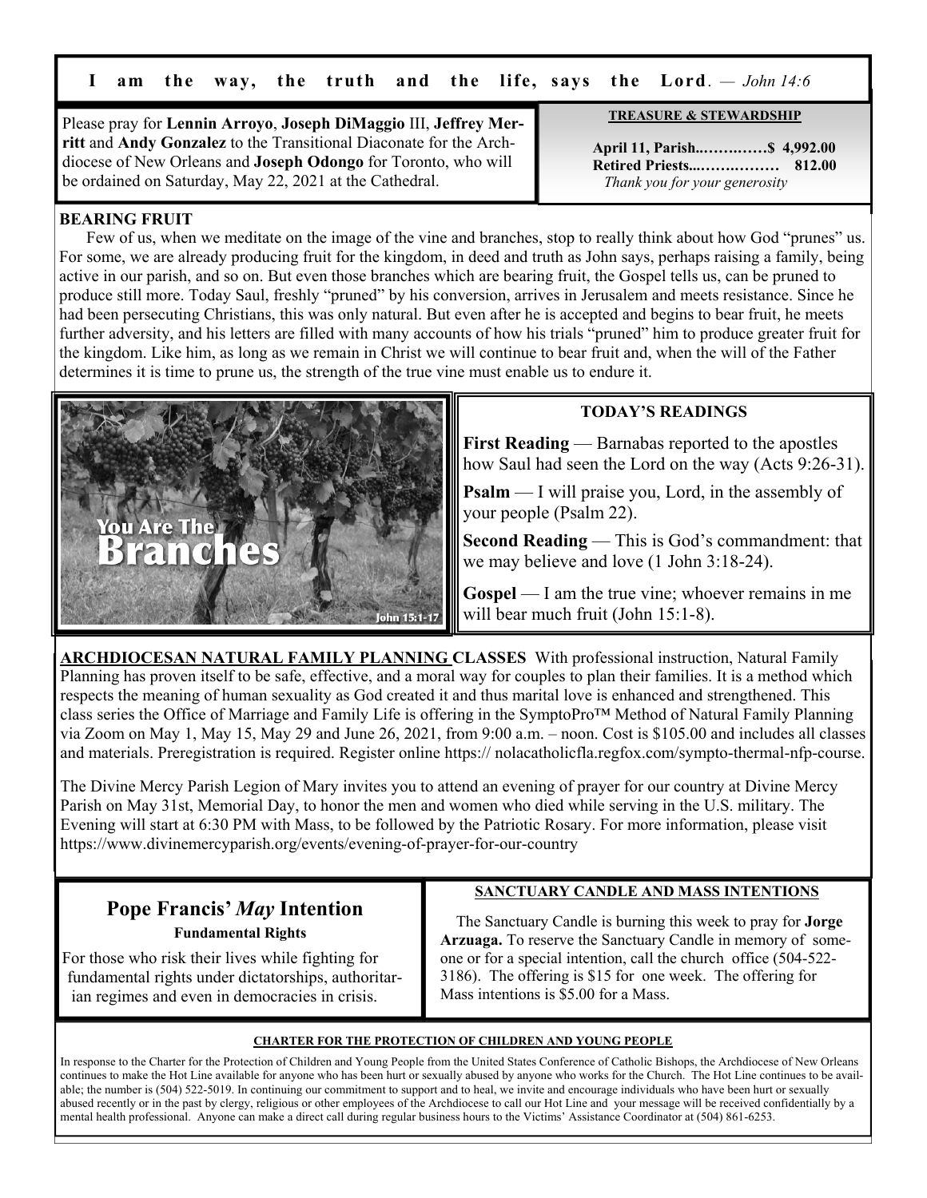**I am the way, the truth and the life, says the Lord.** — *John 14:6*

Please pray for **Lennin Arroyo**, **Joseph DiMaggio** III, **Jeffrey Merritt** and **Andy Gonzalez** to the Transitional Diaconate for the Archdiocese of New Orleans and **Joseph Odongo** for Toronto, who will be ordained on Saturday, May 22, 2021 at the Cathedral.

**TREASURE & STEWARDSHIP**

**April 11, Parish..………….$ 4,992.00**
**Retired Priests...……….……  812.00**
*Thank you for your generosity*

**BEARING FRUIT**

Few of us, when we meditate on the image of the vine and branches, stop to really think about how God "prunes" us. For some, we are already producing fruit for the kingdom, in deed and truth as John says, perhaps raising a family, being active in our parish, and so on. But even those branches which are bearing fruit, the Gospel tells us, can be pruned to produce still more. Today Saul, freshly "pruned" by his conversion, arrives in Jerusalem and meets resistance. Since he had been persecuting Christians, this was only natural. But even after he is accepted and begins to bear fruit, he meets further adversity, and his letters are filled with many accounts of how his trials "pruned" him to produce greater fruit for the kingdom. Like him, as long as we remain in Christ we will continue to bear fruit and, when the will of the Father determines it is time to prune us, the strength of the true vine must enable us to endure it.

You Are The Branches
John 15:1-17

**TODAY'S READINGS**

**First Reading** — Barnabas reported to the apostles how Saul had seen the Lord on the way (Acts 9:26-31).

**Psalm** — I will praise you, Lord, in the assembly of your people (Psalm 22).

**Second Reading** — This is God's commandment: that we may believe and love (1 John 3:18-24).

**Gospel** — I am the true vine; whoever remains in me will bear much fruit (John 15:1-8).

**ARCHDIOCESAN NATURAL FAMILY PLANNING CLASSES** With professional instruction, Natural Family Planning has proven itself to be safe, effective, and a moral way for couples to plan their families. It is a method which respects the meaning of human sexuality as God created it and thus marital love is enhanced and strengthened. This class series the Office of Marriage and Family Life is offering in the SymptoPro™ Method of Natural Family Planning via Zoom on May 1, May 15, May 29 and June 26, 2021, from 9:00 a.m. – noon. Cost is $105.00 and includes all classes and materials. Preregistration is required. Register online https:// nolacatholicfla.regfox.com/sympto-thermal-nfp-course.

The Divine Mercy Parish Legion of Mary invites you to attend an evening of prayer for our country at Divine Mercy Parish on May 31st, Memorial Day, to honor the men and women who died while serving in the U.S. military. The Evening will start at 6:30 PM with Mass, to be followed by the Patriotic Rosary. For more information, please visit https://www.divinemercyparish.org/events/evening-of-prayer-for-our-country

## Pope Francis' *May* Intention

**Fundamental Rights**

For those who risk their lives while fighting for fundamental rights under dictatorships, authoritarian regimes and even in democracies in crisis.

**SANCTUARY CANDLE AND MASS INTENTIONS**

The Sanctuary Candle is burning this week to pray for **Jorge Arzuaga.** To reserve the Sanctuary Candle in memory of someone or for a special intention, call the church office (504-522-3186). The offering is $15 for one week. The offering for Mass intentions is $5.00 for a Mass.

**CHARTER FOR THE PROTECTION OF CHILDREN AND YOUNG PEOPLE**

In response to the Charter for the Protection of Children and Young People from the United States Conference of Catholic Bishops, the Archdiocese of New Orleans continues to make the Hot Line available for anyone who has been hurt or sexually abused by anyone who works for the Church. The Hot Line continues to be available; the number is (504) 522-5019. In continuing our commitment to support and to heal, we invite and encourage individuals who have been hurt or sexually abused recently or in the past by clergy, religious or other employees of the Archdiocese to call our Hot Line and your message will be received confidentially by a mental health professional. Anyone can make a direct call during regular business hours to the Victims' Assistance Coordinator at (504) 861-6253.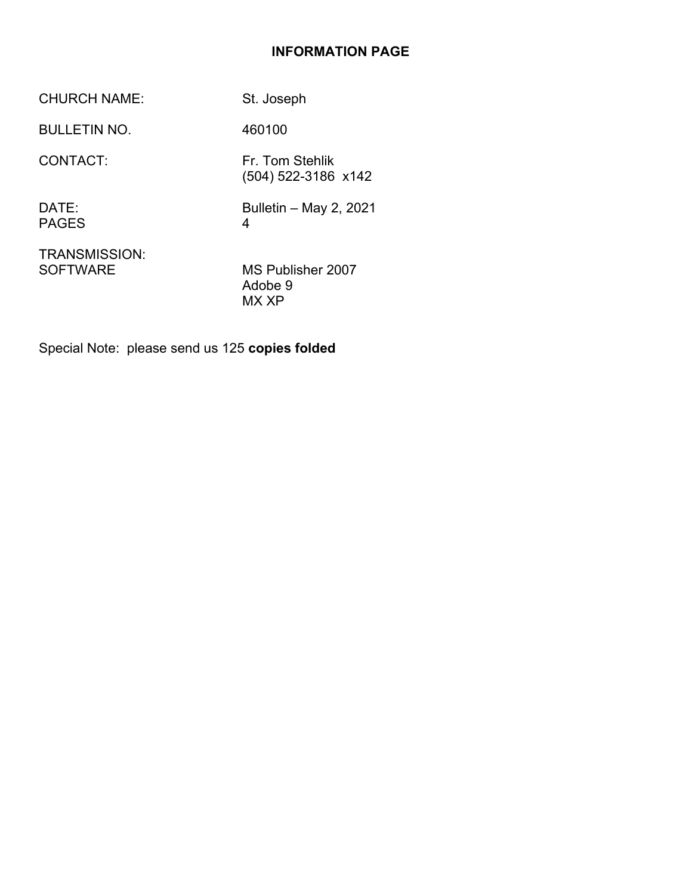# INFORMATION PAGE

| | |
|---|---|
| CHURCH NAME: | St. Joseph |
| BULLETIN NO. | 460100 |
| CONTACT: | Fr. Tom Stehlik<br>(504) 522-3186 x142 |
| DATE: | Bulletin – May 2, 2021 |
| PAGES | 4 |
| TRANSMISSION:<br>SOFTWARE | MS Publisher 2007<br>Adobe 9<br>MX XP |

Special Note: please send us 125 **copies folded**